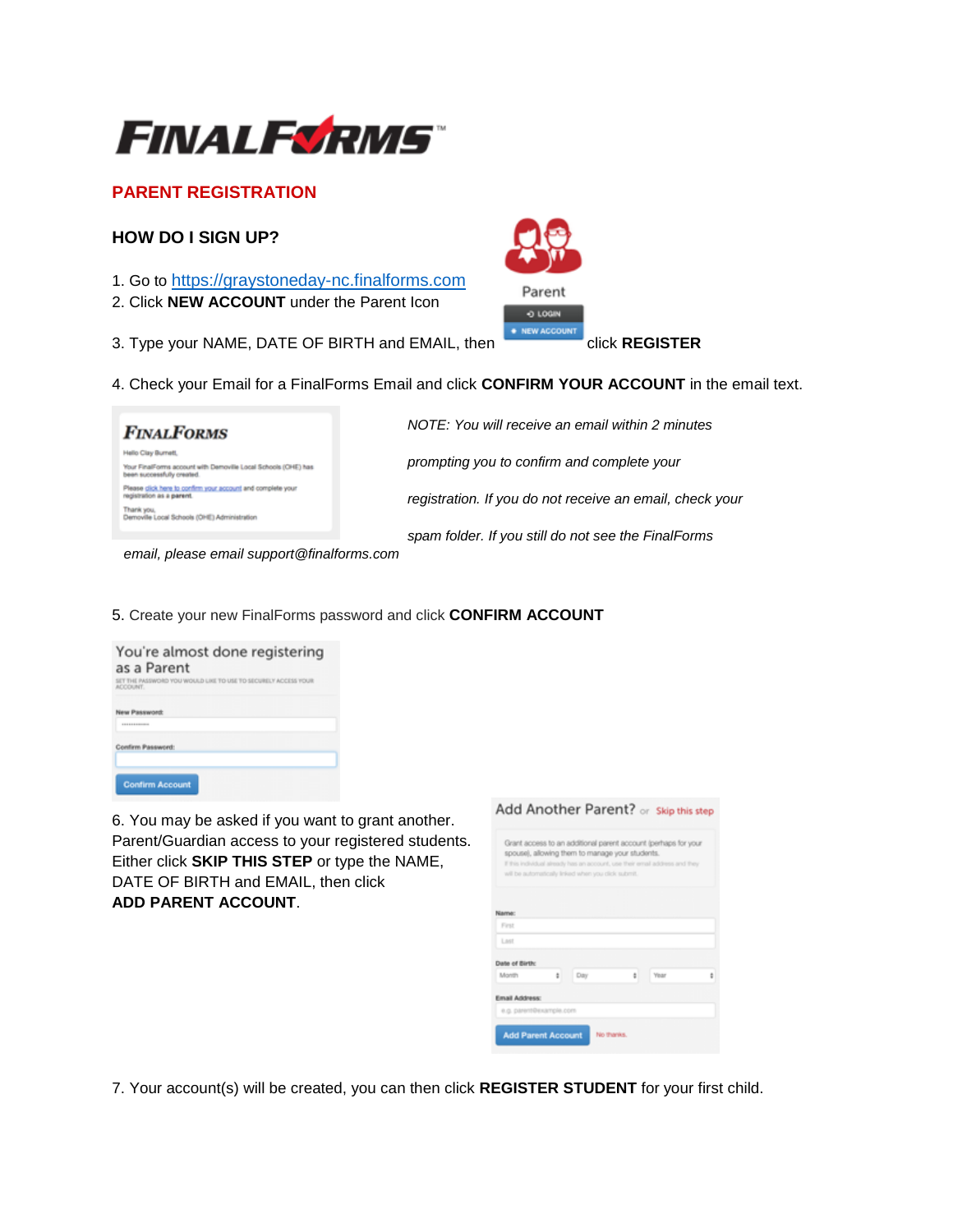# FINALFORMS

## PARENT REGISTRATION

### HOW DO I SIGN UP?

1. Go to https://graystoneday-nc.finalforms.com
2. Click **NEW ACCOUNT** under the Parent Icon
3. Type your NAME, DATE OF BIRTH and EMAIL, then click **REGISTER**
4. Check your Email for a FinalForms Email and click **CONFIRM YOUR ACCOUNT** in the email text.

*NOTE: You will receive an email within 2 minutes prompting you to confirm and complete your registration. If you do not receive an email, check your spam folder. If you still do not see the FinalForms email, please email support@finalforms.com*

5. Create your new FinalForms password and click **CONFIRM ACCOUNT**

6. You may be asked if you want to grant another. Parent/Guardian access to your registered students. Either click **SKIP THIS STEP** or type the NAME, DATE OF BIRTH and EMAIL, then click **ADD PARENT ACCOUNT**.

7. Your account(s) will be created, you can then click **REGISTER STUDENT** for your first child.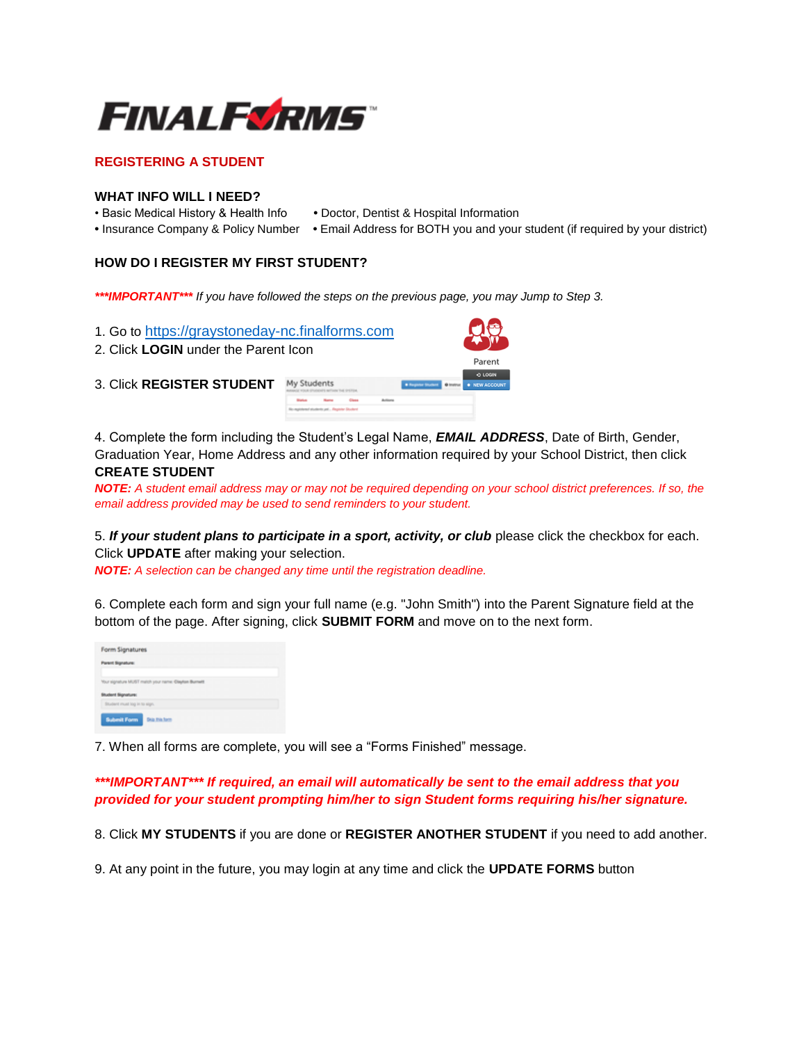FINALFORMS™

## REGISTERING A STUDENT

### WHAT INFO WILL I NEED?

- Basic Medical History & Health Info
- Doctor, Dentist & Hospital Information
- Insurance Company & Policy Number
- Email Address for BOTH you and your student (if required by your district)

### HOW DO I REGISTER MY FIRST STUDENT?

***\*\*\*IMPORTANT\*\*\**** *If you have followed the steps on the previous page, you may Jump to Step 3.*

1. Go to https://graystoneday-nc.finalforms.com
2. Click **LOGIN** under the Parent Icon
3. Click **REGISTER STUDENT**
4. Complete the form including the Student's Legal Name, ***EMAIL ADDRESS***, Date of Birth, Gender, Graduation Year, Home Address and any other information required by your School District, then click **CREATE STUDENT**

   ***NOTE:*** *A student email address may or may not be required depending on your school district preferences. If so, the email address provided may be used to send reminders to your student.*

5. ***If your student plans to participate in a sport, activity, or club*** please click the checkbox for each. Click **UPDATE** after making your selection.

   ***NOTE:*** *A selection can be changed any time until the registration deadline.*

6. Complete each form and sign your full name (e.g. "John Smith") into the Parent Signature field at the bottom of the page. After signing, click **SUBMIT FORM** and move on to the next form.
7. When all forms are complete, you will see a "Forms Finished" message.

***\*\*\*IMPORTANT\*\*\* If required, an email will automatically be sent to the email address that you provided for your student prompting him/her to sign Student forms requiring his/her signature.***

8. Click **MY STUDENTS** if you are done or **REGISTER ANOTHER STUDENT** if you need to add another.
9. At any point in the future, you may login at any time and click the **UPDATE FORMS** button